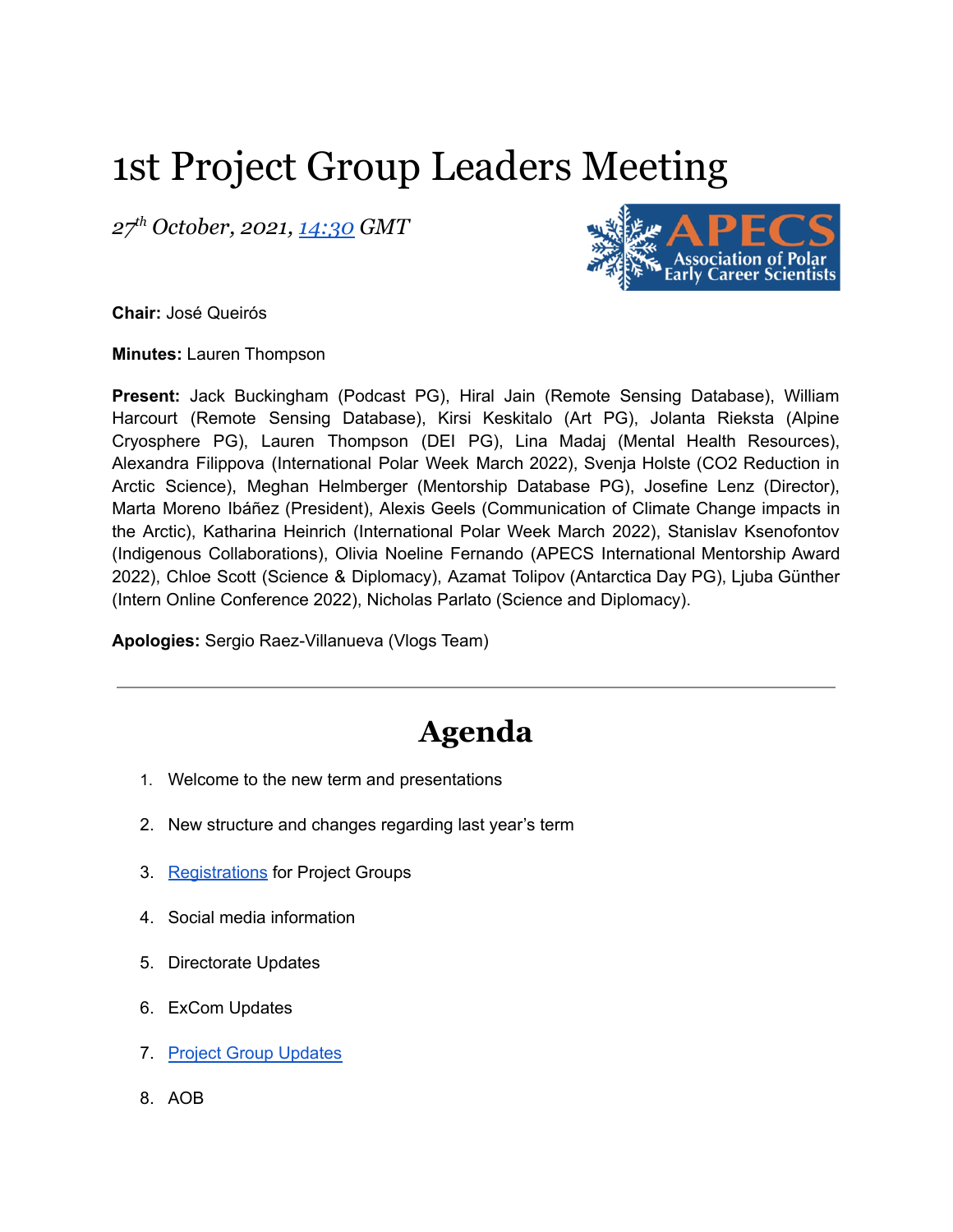# 1st Project Group Leaders Meeting

*27th October, 2021, 14:30 GMT*

**Chair:** José Queirós

**Minutes:** Lauren Thompson

**Present:** Jack Buckingham (Podcast PG), Hiral Jain (Remote Sensing Database), William Harcourt (Remote Sensing Database), Kirsi Keskitalo (Art PG), Jolanta Rieksta (Alpine Cryosphere PG), Lauren Thompson (DEI PG), Lina Madaj (Mental Health Resources), Alexandra Filippova (International Polar Week March 2022), Svenja Holste (CO2 Reduction in Arctic Science), Meghan Helmberger (Mentorship Database PG), Josefine Lenz (Director), Marta Moreno Ibáñez (President), Alexis Geels (Communication of Climate Change impacts in the Arctic), Katharina Heinrich (International Polar Week March 2022), Stanislav Ksenofontov (Indigenous Collaborations), Olivia Noeline Fernando (APECS International Mentorship Award 2022), Chloe Scott (Science & Diplomacy), Azamat Tolipov (Antarctica Day PG), Ljuba Günther (Intern Online Conference 2022), Nicholas Parlato (Science and Diplomacy).

**Apologies:** Sergio Raez-Villanueva (Vlogs Team)

---

## Agenda

1. Welcome to the new term and presentations
2. New structure and changes regarding last year's term
3. Registrations for Project Groups
4. Social media information
5. Directorate Updates
6. ExCom Updates
7. Project Group Updates
8. AOB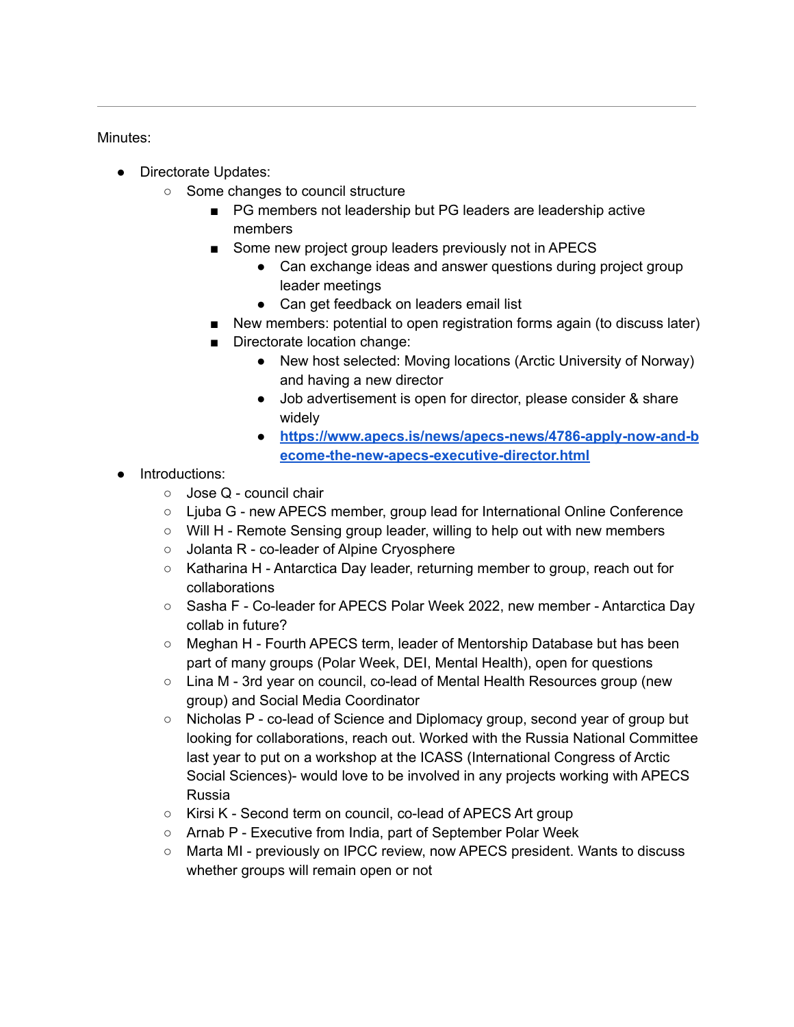---

Minutes:

- Directorate Updates:
    - Some changes to council structure
        - PG members not leadership but PG leaders are leadership active members
        - Some new project group leaders previously not in APECS
            - Can exchange ideas and answer questions during project group leader meetings
            - Can get feedback on leaders email list
        - New members: potential to open registration forms again (to discuss later)
        - Directorate location change:
            - New host selected: Moving locations (Arctic University of Norway) and having a new director
            - Job advertisement is open for director, please consider & share widely
            - [https://www.apecs.is/news/apecs-news/4786-apply-now-and-become-the-new-apecs-executive-director.html](https://www.apecs.is/news/apecs-news/4786-apply-now-and-become-the-new-apecs-executive-director.html)
- Introductions:
    - Jose Q - council chair
    - Ljuba G - new APECS member, group lead for International Online Conference
    - Will H - Remote Sensing group leader, willing to help out with new members
    - Jolanta R - co-leader of Alpine Cryosphere
    - Katharina H - Antarctica Day leader, returning member to group, reach out for collaborations
    - Sasha F - Co-leader for APECS Polar Week 2022, new member - Antarctica Day collab in future?
    - Meghan H - Fourth APECS term, leader of Mentorship Database but has been part of many groups (Polar Week, DEI, Mental Health), open for questions
    - Lina M - 3rd year on council, co-lead of Mental Health Resources group (new group) and Social Media Coordinator
    - Nicholas P - co-lead of Science and Diplomacy group, second year of group but looking for collaborations, reach out. Worked with the Russia National Committee last year to put on a workshop at the ICASS (International Congress of Arctic Social Sciences)- would love to be involved in any projects working with APECS Russia
    - Kirsi K - Second term on council, co-lead of APECS Art group
    - Arnab P - Executive from India, part of September Polar Week
    - Marta MI - previously on IPCC review, now APECS president. Wants to discuss whether groups will remain open or not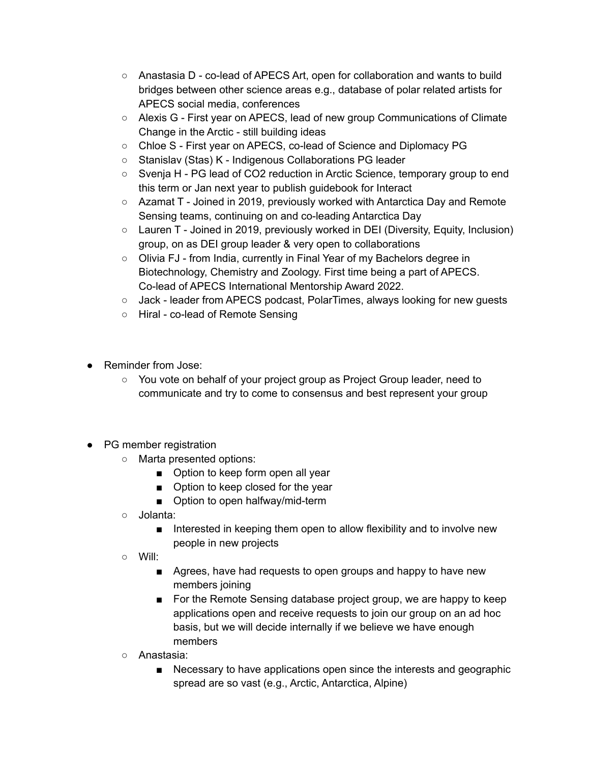- Anastasia D - co-lead of APECS Art, open for collaboration and wants to build bridges between other science areas e.g., database of polar related artists for APECS social media, conferences
  - Alexis G - First year on APECS, lead of new group Communications of Climate Change in the Arctic - still building ideas
  - Chloe S - First year on APECS, co-lead of Science and Diplomacy PG
  - Stanislav (Stas) K - Indigenous Collaborations PG leader
  - Svenja H - PG lead of $CO_2$ reduction in Arctic Science, temporary group to end this term or Jan next year to publish guidebook for Interact
  - Azamat T - Joined in 2019, previously worked with Antarctica Day and Remote Sensing teams, continuing on and co-leading Antarctica Day
  - Lauren T - Joined in 2019, previously worked in DEI (Diversity, Equity, Inclusion) group, on as DEI group leader & very open to collaborations
  - Olivia FJ - from India, currently in Final Year of my Bachelors degree in Biotechnology, Chemistry and Zoology. First time being a part of APECS. Co-lead of APECS International Mentorship Award 2022.
  - Jack - leader from APECS podcast, PolarTimes, always looking for new guests
  - Hiral - co-lead of Remote Sensing

- Reminder from Jose:
  - You vote on behalf of your project group as Project Group leader, need to communicate and try to come to consensus and best represent your group

- PG member registration
  - Marta presented options:
    - Option to keep form open all year
    - Option to keep closed for the year
    - Option to open halfway/mid-term
  - Jolanta:
    - Interested in keeping them open to allow flexibility and to involve new people in new projects
  - Will:
    - Agrees, have had requests to open groups and happy to have new members joining
    - For the Remote Sensing database project group, we are happy to keep applications open and receive requests to join our group on an ad hoc basis, but we will decide internally if we believe we have enough members
  - Anastasia:
    - Necessary to have applications open since the interests and geographic spread are so vast (e.g., Arctic, Antarctica, Alpine)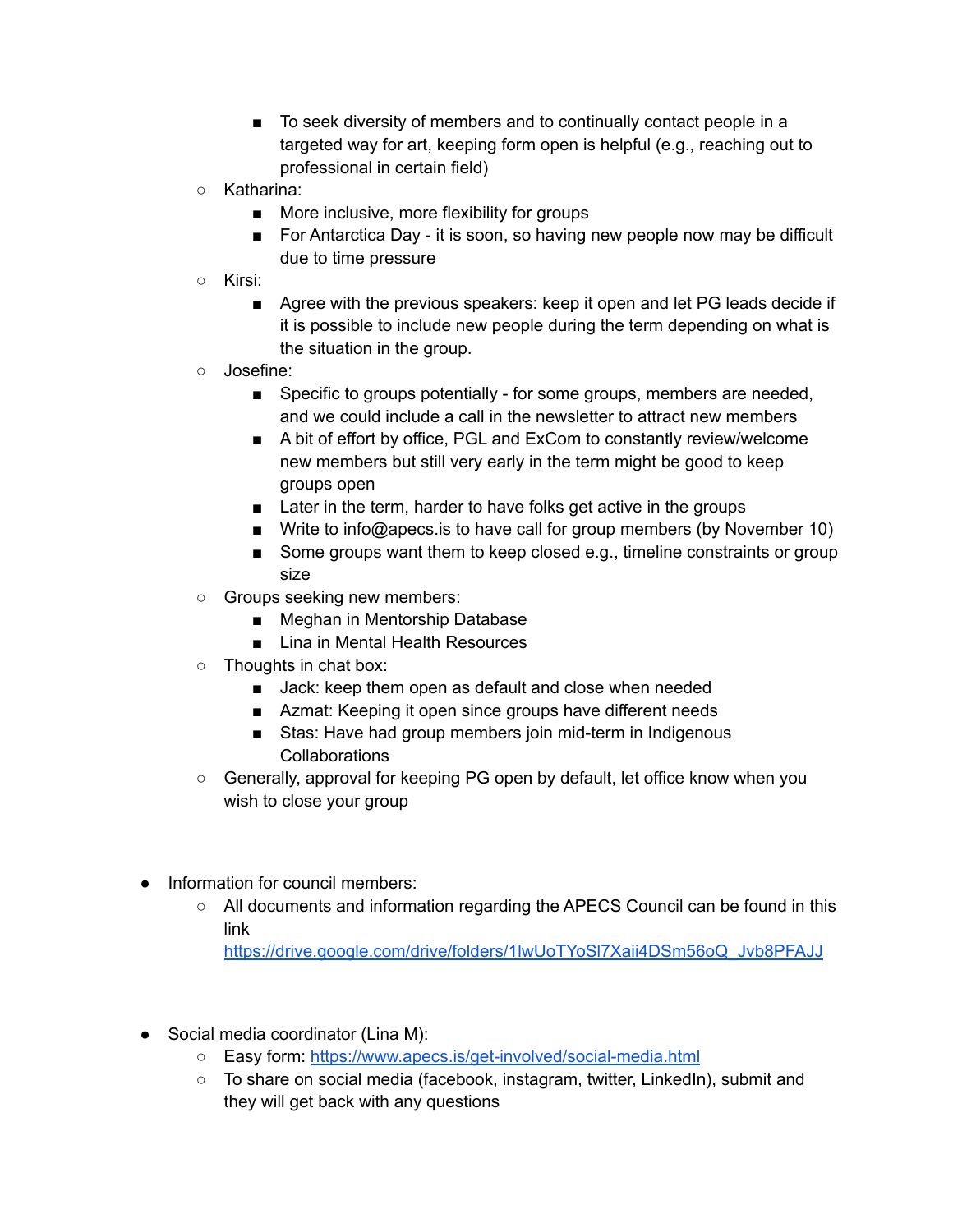- To seek diversity of members and to continually contact people in a targeted way for art, keeping form open is helpful (e.g., reaching out to professional in certain field)
    - Katharina:
        - More inclusive, more flexibility for groups
        - For Antarctica Day - it is soon, so having new people now may be difficult due to time pressure
    - Kirsi:
        - Agree with the previous speakers: keep it open and let PG leads decide if it is possible to include new people during the term depending on what is the situation in the group.
    - Josefine:
        - Specific to groups potentially - for some groups, members are needed, and we could include a call in the newsletter to attract new members
        - A bit of effort by office, PGL and ExCom to constantly review/welcome new members but still very early in the term might be good to keep groups open
        - Later in the term, harder to have folks get active in the groups
        - Write to info@apecs.is to have call for group members (by November 10)
        - Some groups want them to keep closed e.g., timeline constraints or group size
    - Groups seeking new members:
        - Meghan in Mentorship Database
        - Lina in Mental Health Resources
    - Thoughts in chat box:
        - Jack: keep them open as default and close when needed
        - Azmat: Keeping it open since groups have different needs
        - Stas: Have had group members join mid-term in Indigenous Collaborations
    - Generally, approval for keeping PG open by default, let office know when you wish to close your group

- Information for council members:
    - All documents and information regarding the APECS Council can be found in this link [https://drive.google.com/drive/folders/1lwUoTYoSl7Xaii4DSm56oQ_Jvb8PFAJJ](https://drive.google.com/drive/folders/1lwUoTYoSl7Xaii4DSm56oQ_Jvb8PFAJJ)

- Social media coordinator (Lina M):
    - Easy form: [https://www.apecs.is/get-involved/social-media.html](https://www.apecs.is/get-involved/social-media.html)
    - To share on social media (facebook, instagram, twitter, LinkedIn), submit and they will get back with any questions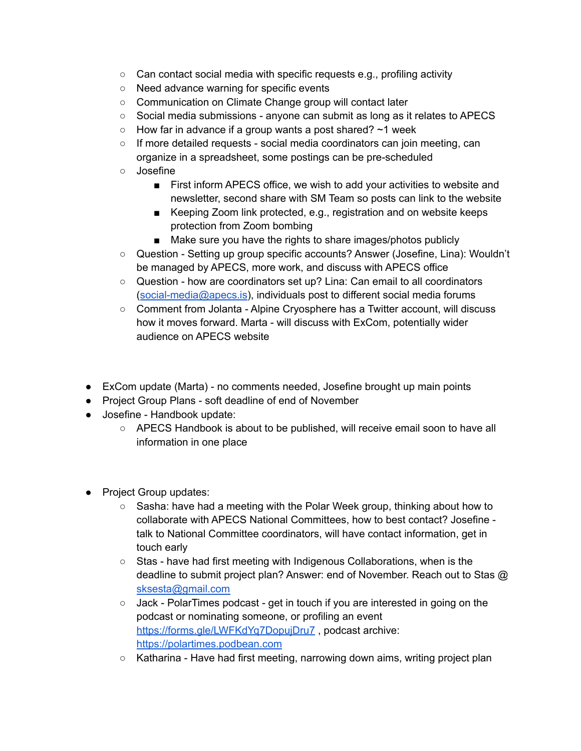- Can contact social media with specific requests e.g., profiling activity
    - Need advance warning for specific events
    - Communication on Climate Change group will contact later
    - Social media submissions - anyone can submit as long as it relates to APECS
    - How far in advance if a group wants a post shared? ~1 week
    - If more detailed requests - social media coordinators can join meeting, can organize in a spreadsheet, some postings can be pre-scheduled
    - Josefine
        - First inform APECS office, we wish to add your activities to website and newsletter, second share with SM Team so posts can link to the website
        - Keeping Zoom link protected, e.g., registration and on website keeps protection from Zoom bombing
        - Make sure you have the rights to share images/photos publicly
    - Question - Setting up group specific accounts? Answer (Josefine, Lina): Wouldn't be managed by APECS, more work, and discuss with APECS office
    - Question - how are coordinators set up? Lina: Can email to all coordinators (social-media@apecs.is), individuals post to different social media forums
    - Comment from Jolanta - Alpine Cryosphere has a Twitter account, will discuss how it moves forward. Marta - will discuss with ExCom, potentially wider audience on APECS website

- ExCom update (Marta) - no comments needed, Josefine brought up main points
- Project Group Plans - soft deadline of end of November
- Josefine - Handbook update:
    - APECS Handbook is about to be published, will receive email soon to have all information in one place

- Project Group updates:
    - Sasha: have had a meeting with the Polar Week group, thinking about how to collaborate with APECS National Committees, how to best contact? Josefine - talk to National Committee coordinators, will have contact information, get in touch early
    - Stas - have had first meeting with Indigenous Collaborations, when is the deadline to submit project plan? Answer: end of November. Reach out to Stas @ sksesta@gmail.com
    - Jack - PolarTimes podcast - get in touch if you are interested in going on the podcast or nominating someone, or profiling an event https://forms.gle/LWFKdYq7DopujDru7 , podcast archive: https://polartimes.podbean.com
    - Katharina - Have had first meeting, narrowing down aims, writing project plan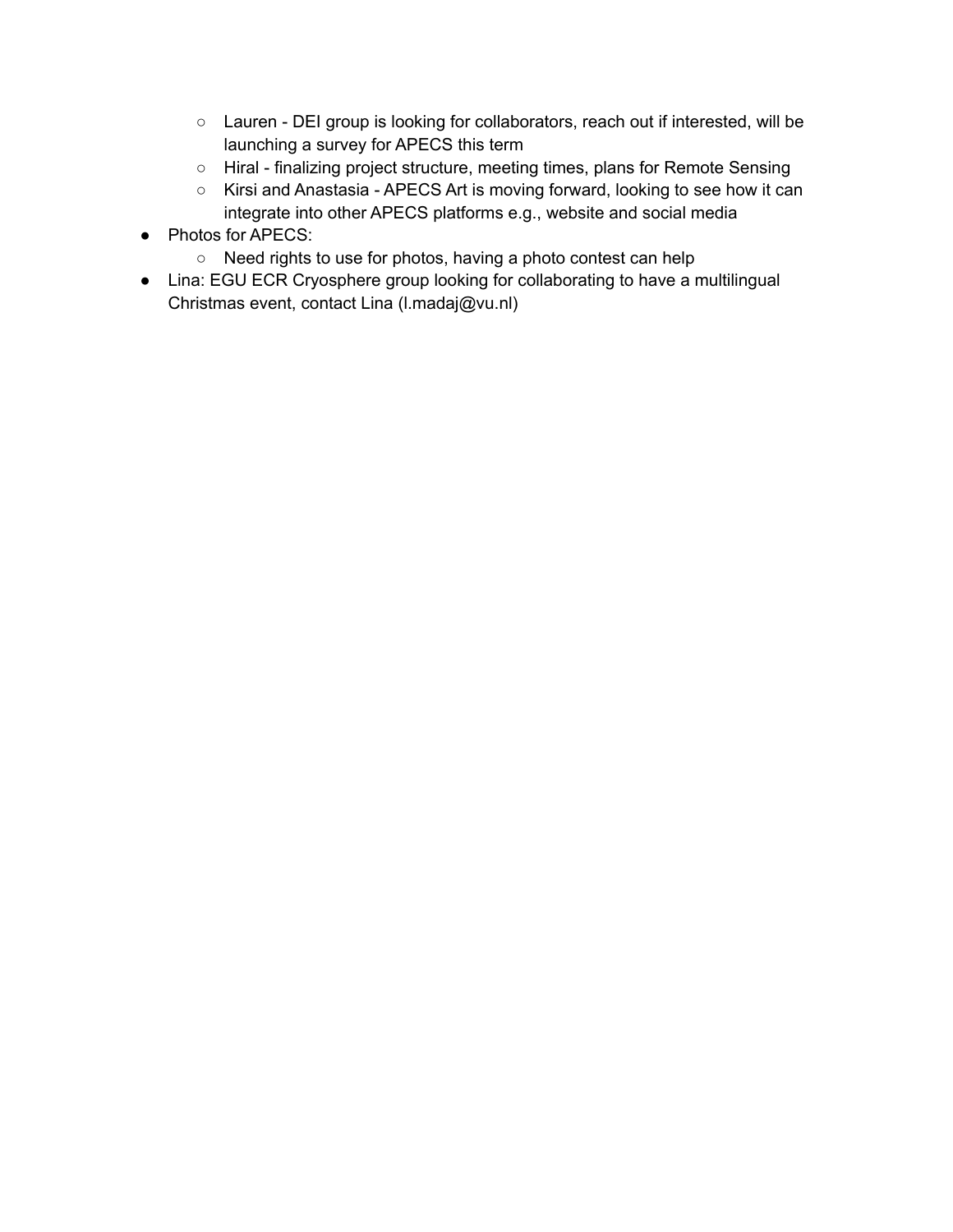- Lauren - DEI group is looking for collaborators, reach out if interested, will be launching a survey for APECS this term
    - Hiral - finalizing project structure, meeting times, plans for Remote Sensing
    - Kirsi and Anastasia - APECS Art is moving forward, looking to see how it can integrate into other APECS platforms e.g., website and social media
- Photos for APECS:
    - Need rights to use for photos, having a photo contest can help
- Lina: EGU ECR Cryosphere group looking for collaborating to have a multilingual Christmas event, contact Lina (l.madaj@vu.nl)